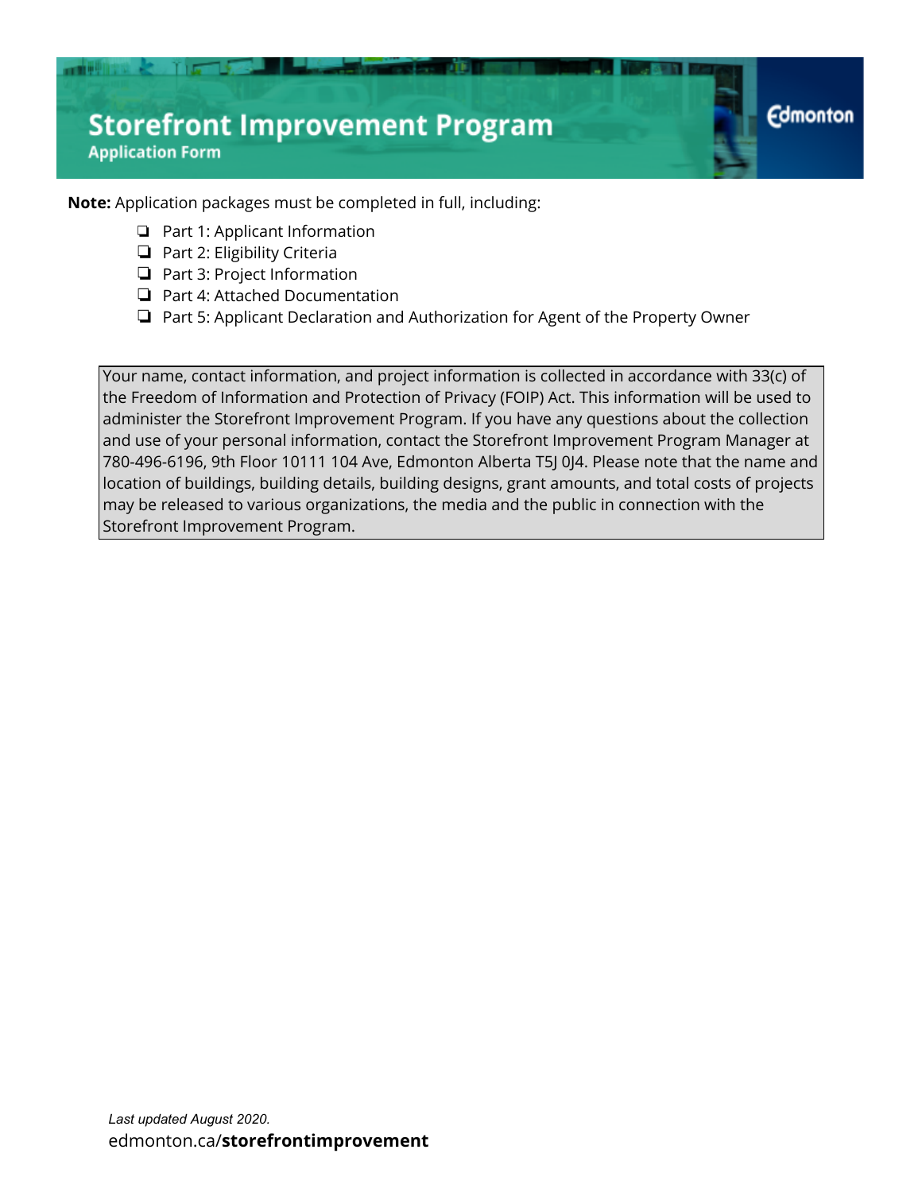# Storefront Improvement Program

## Application Form

Edmonton

**Note:** Application packages must be completed in full, including:

- ❏ Part 1: Applicant Information
- ❏ Part 2: Eligibility Criteria
- ❏ Part 3: Project Information
- ❏ Part 4: Attached Documentation
- ❏ Part 5: Applicant Declaration and Authorization for Agent of the Property Owner

Your name, contact information, and project information is collected in accordance with 33(c) of the Freedom of Information and Protection of Privacy (FOIP) Act. This information will be used to administer the Storefront Improvement Program. If you have any questions about the collection and use of your personal information, contact the Storefront Improvement Program Manager at 780-496-6196, 9th Floor 10111 104 Ave, Edmonton Alberta T5J 0J4. Please note that the name and location of buildings, building details, building designs, grant amounts, and total costs of projects may be released to various organizations, the media and the public in connection with the Storefront Improvement Program.

*Last updated August 2020.*

edmonton.ca/**storefrontimprovement**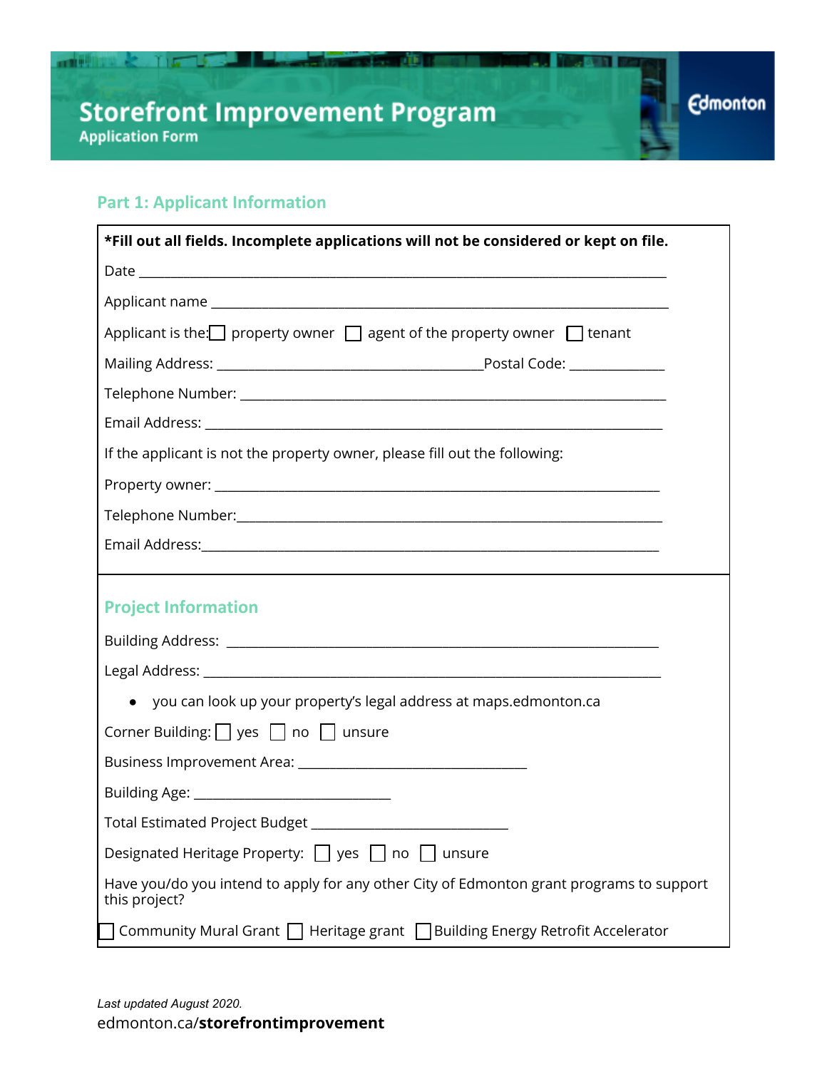# Storefront Improvement Program

**Application Form**

## Part 1: Applicant Information

**\*Fill out all fields. Incomplete applications will not be considered or kept on file.**

Date ___________________________________________________________________________

Applicant name __________________________________________________________________

Applicant is the: ☐ property owner ☐ agent of the property owner ☐ tenant

Mailing Address: ______________________________________Postal Code: _____________

Telephone Number: ______________________________________________________________

Email Address: _________________________________________________________________

If the applicant is not the property owner, please fill out the following:

Property owner: ________________________________________________________________

Telephone Number:_______________________________________________________________

Email Address:__________________________________________________________________

## Project Information

Building Address: ______________________________________________________________

Legal Address: _________________________________________________________________

- you can look up your property's legal address at maps.edmonton.ca

Corner Building: ☐ yes ☐ no ☐ unsure

Business Improvement Area: ________________________________

Building Age: ____________________________

Total Estimated Project Budget ____________________________

Designated Heritage Property: ☐ yes ☐ no ☐ unsure

Have you/do you intend to apply for any other City of Edmonton grant programs to support this project?

☐ Community Mural Grant ☐ Heritage grant ☐ Building Energy Retrofit Accelerator

*Last updated August 2020.*

edmonton.ca/**storefrontimprovement**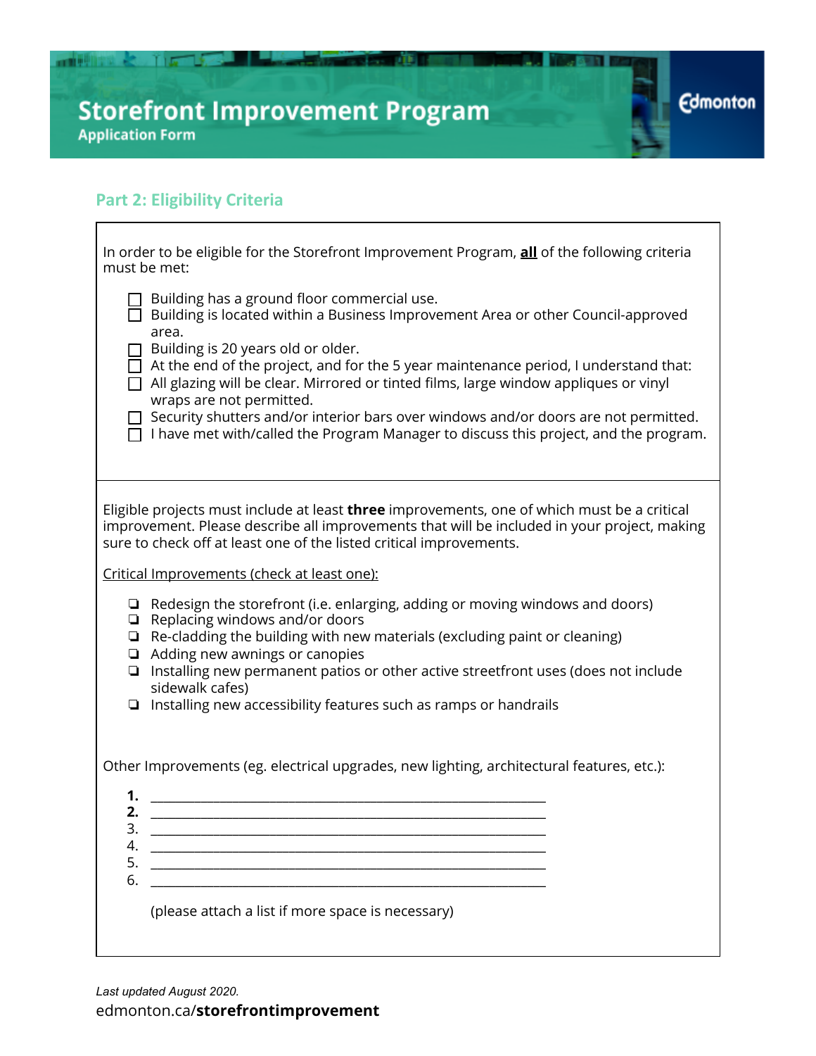# Storefront Improvement Program

**Application Form**

## Part 2: Eligibility Criteria

In order to be eligible for the Storefront Improvement Program, **all** of the following criteria must be met:

- ☐ Building has a ground floor commercial use.
- ☐ Building is located within a Business Improvement Area or other Council-approved area.
- ☐ Building is 20 years old or older.
- ☐ At the end of the project, and for the 5 year maintenance period, I understand that:
- ☐ All glazing will be clear. Mirrored or tinted films, large window appliques or vinyl wraps are not permitted.
- ☐ Security shutters and/or interior bars over windows and/or doors are not permitted.
- ☐ I have met with/called the Program Manager to discuss this project, and the program.

Eligible projects must include at least **three** improvements, one of which must be a critical improvement. Please describe all improvements that will be included in your project, making sure to check off at least one of the listed critical improvements.

Critical Improvements (check at least one):

- ❏ Redesign the storefront (i.e. enlarging, adding or moving windows and doors)
- ❏ Replacing windows and/or doors
- ❏ Re-cladding the building with new materials (excluding paint or cleaning)
- ❏ Adding new awnings or canopies
- ❏ Installing new permanent patios or other active streetfront uses (does not include sidewalk cafes)
- ❏ Installing new accessibility features such as ramps or handrails

Other Improvements (eg. electrical upgrades, new lighting, architectural features, etc.):

1. ____________________________________________________________
2. ____________________________________________________________
3. ____________________________________________________________
4. ____________________________________________________________
5. ____________________________________________________________
6. ____________________________________________________________

(please attach a list if more space is necessary)

*Last updated August 2020.*

edmonton.ca/**storefrontimprovement**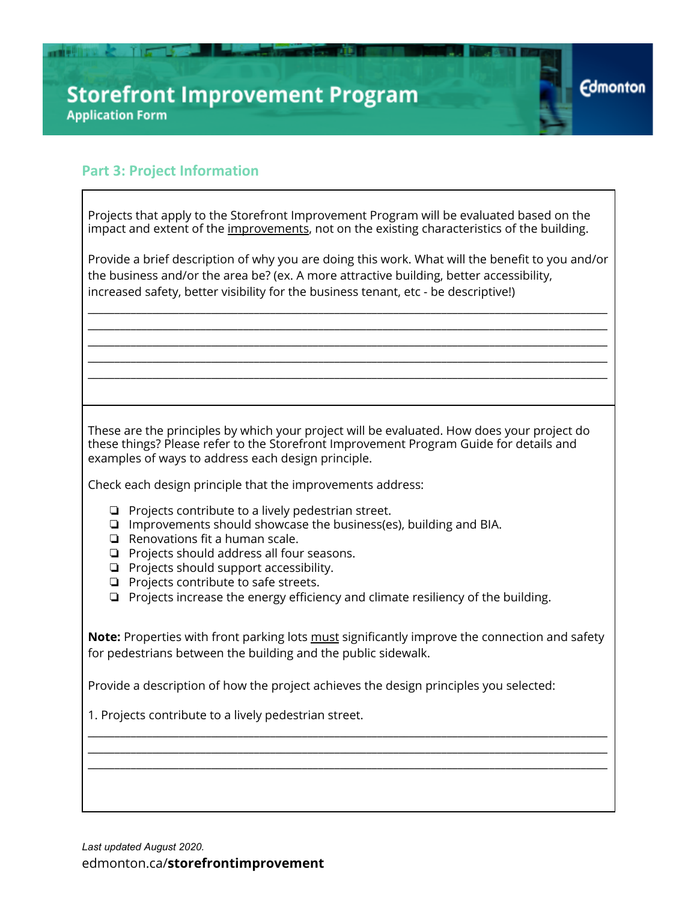# Storefront Improvement Program

Application Form

## Part 3: Project Information

Projects that apply to the Storefront Improvement Program will be evaluated based on the impact and extent of the improvements, not on the existing characteristics of the building.

Provide a brief description of why you are doing this work. What will the benefit to you and/or the business and/or the area be? (ex. A more attractive building, better accessibility, increased safety, better visibility for the business tenant, etc - be descriptive!)

______________________________________________________________________________
______________________________________________________________________________
______________________________________________________________________________
______________________________________________________________________________
______________________________________________________________________________

These are the principles by which your project will be evaluated. How does your project do these things? Please refer to the Storefront Improvement Program Guide for details and examples of ways to address each design principle.

Check each design principle that the improvements address:

- ❏ Projects contribute to a lively pedestrian street.
- ❏ Improvements should showcase the business(es), building and BIA.
- ❏ Renovations fit a human scale.
- ❏ Projects should address all four seasons.
- ❏ Projects should support accessibility.
- ❏ Projects contribute to safe streets.
- ❏ Projects increase the energy efficiency and climate resiliency of the building.

**Note:** Properties with front parking lots must significantly improve the connection and safety for pedestrians between the building and the public sidewalk.

Provide a description of how the project achieves the design principles you selected:

1. Projects contribute to a lively pedestrian street.

______________________________________________________________________________
______________________________________________________________________________
______________________________________________________________________________

*Last updated August 2020.*

edmonton.ca/**storefrontimprovement**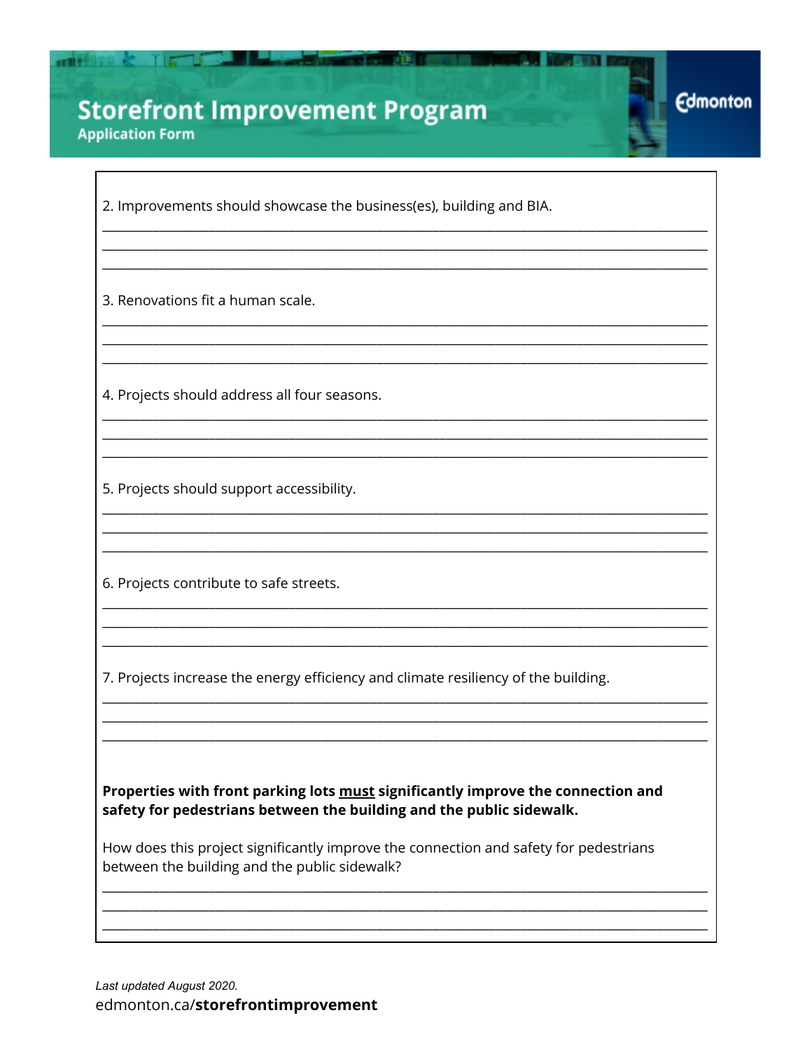2. Improvements should showcase the business(es), building and BIA.

______________________________________________________________________________

______________________________________________________________________________

______________________________________________________________________________

3. Renovations fit a human scale.

______________________________________________________________________________

______________________________________________________________________________

______________________________________________________________________________

4. Projects should address all four seasons.

______________________________________________________________________________

______________________________________________________________________________

______________________________________________________________________________

5. Projects should support accessibility.

______________________________________________________________________________

______________________________________________________________________________

______________________________________________________________________________

6. Projects contribute to safe streets.

______________________________________________________________________________

______________________________________________________________________________

______________________________________________________________________________

7. Projects increase the energy efficiency and climate resiliency of the building.

______________________________________________________________________________

______________________________________________________________________________

______________________________________________________________________________

**Properties with front parking lots <u>must</u> significantly improve the connection and safety for pedestrians between the building and the public sidewalk.**

How does this project significantly improve the connection and safety for pedestrians between the building and the public sidewalk?

______________________________________________________________________________

______________________________________________________________________________

______________________________________________________________________________

*Last updated August 2020.*

edmonton.ca/**storefrontimprovement**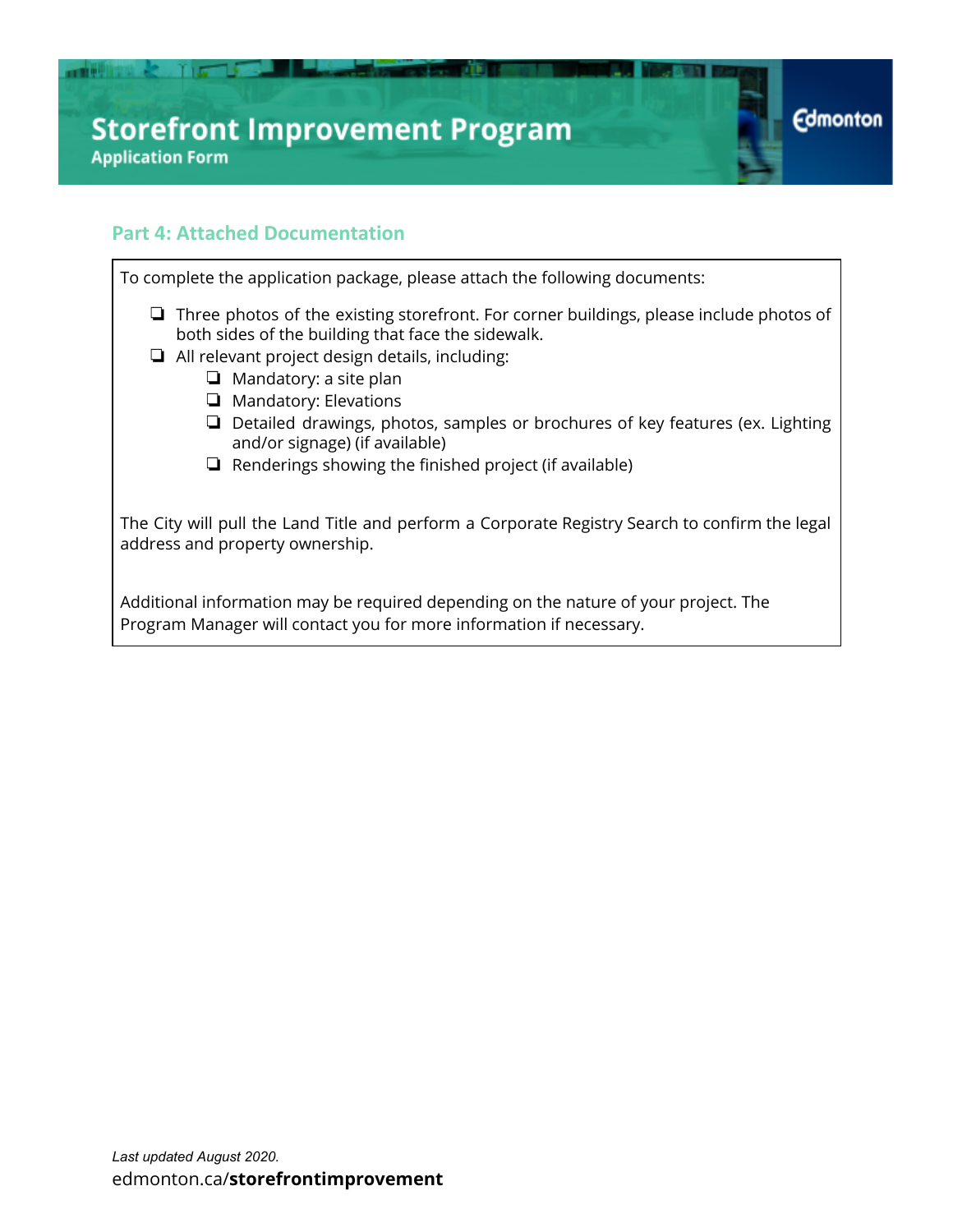# Storefront Improvement Program

**Application Form**

## Part 4: Attached Documentation

To complete the application package, please attach the following documents:

- ❏ Three photos of the existing storefront. For corner buildings, please include photos of both sides of the building that face the sidewalk.
- ❏ All relevant project design details, including:
  - ❏ Mandatory: a site plan
  - ❏ Mandatory: Elevations
  - ❏ Detailed drawings, photos, samples or brochures of key features (ex. Lighting and/or signage) (if available)
  - ❏ Renderings showing the finished project (if available)

The City will pull the Land Title and perform a Corporate Registry Search to confirm the legal address and property ownership.

Additional information may be required depending on the nature of your project. The Program Manager will contact you for more information if necessary.

*Last updated August 2020.*

edmonton.ca/**storefrontimprovement**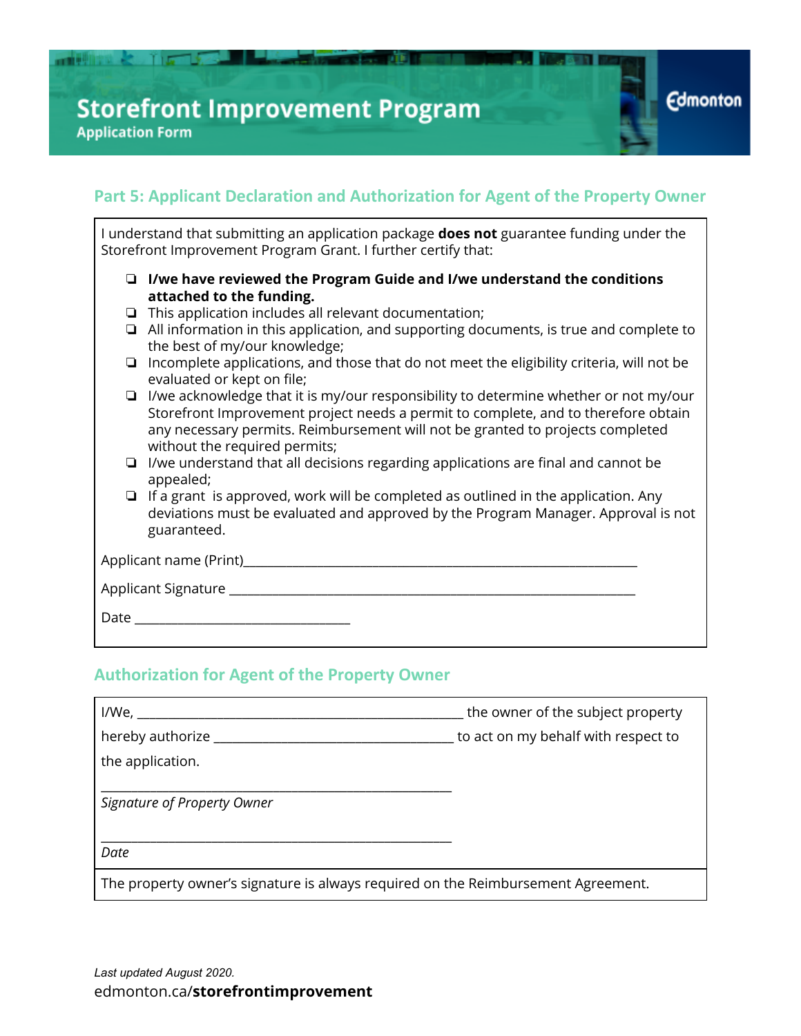# Storefront Improvement Program

**Application Form**

Edmonton

## Part 5: Applicant Declaration and Authorization for Agent of the Property Owner

I understand that submitting an application package **does not** guarantee funding under the Storefront Improvement Program Grant. I further certify that:

- ❏ **I/we have reviewed the Program Guide and I/we understand the conditions attached to the funding.**
- ❏ This application includes all relevant documentation;
- ❏ All information in this application, and supporting documents, is true and complete to the best of my/our knowledge;
- ❏ Incomplete applications, and those that do not meet the eligibility criteria, will not be evaluated or kept on file;
- ❏ I/we acknowledge that it is my/our responsibility to determine whether or not my/our Storefront Improvement project needs a permit to complete, and to therefore obtain any necessary permits. Reimbursement will not be granted to projects completed without the required permits;
- ❏ I/we understand that all decisions regarding applications are final and cannot be appealed;
- ❏ If a grant is approved, work will be completed as outlined in the application. Any deviations must be evaluated and approved by the Program Manager. Approval is not guaranteed.

Applicant name (Print)________________________________________________________________

Applicant Signature ________________________________________________________________

Date _________________________________

## Authorization for Agent of the Property Owner

I/We, ___________________________________________________ the owner of the subject property hereby authorize ____________________________________ to act on my behalf with respect to the application.

_______________________________________________________

*Signature of Property Owner*

_______________________________________________________

*Date*

The property owner's signature is always required on the Reimbursement Agreement.

*Last updated August 2020.*

edmonton.ca/**storefrontimprovement**